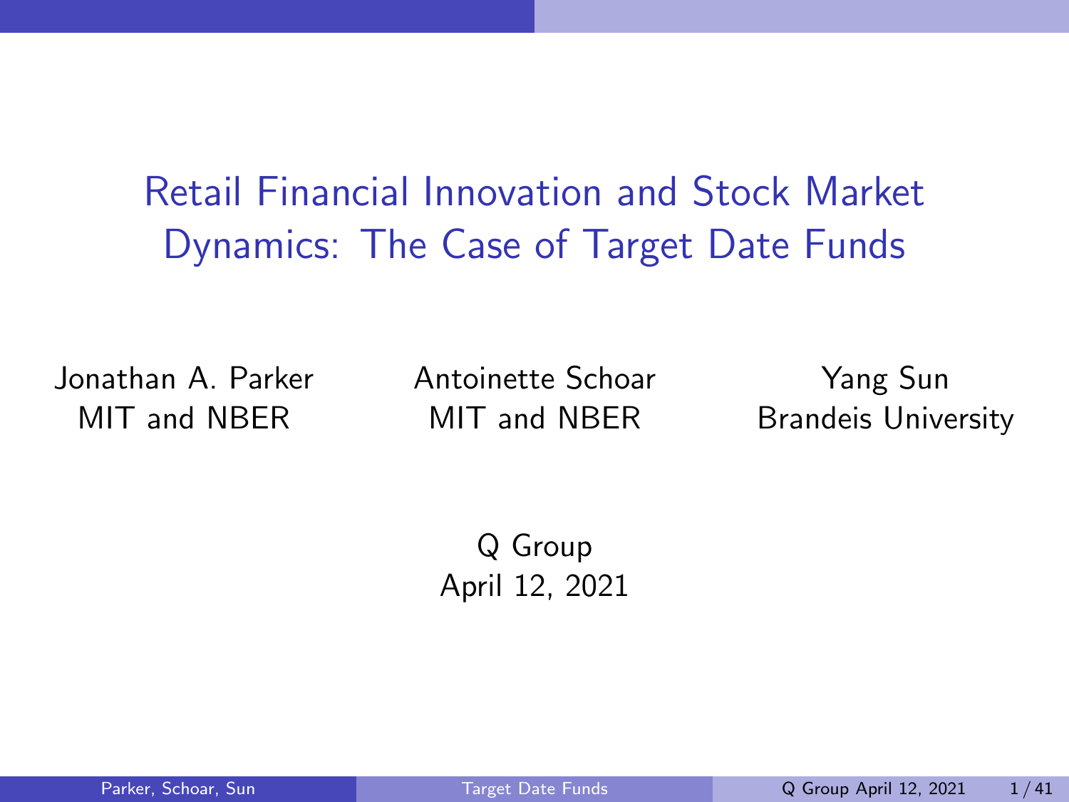# Retail Financial Innovation and Stock Market Dynamics: The Case of Target Date Funds

Jonathan A. Parker
MIT and NBER

Antoinette Schoar
MIT and NBER

Yang Sun
Brandeis University

Q Group
April 12, 2021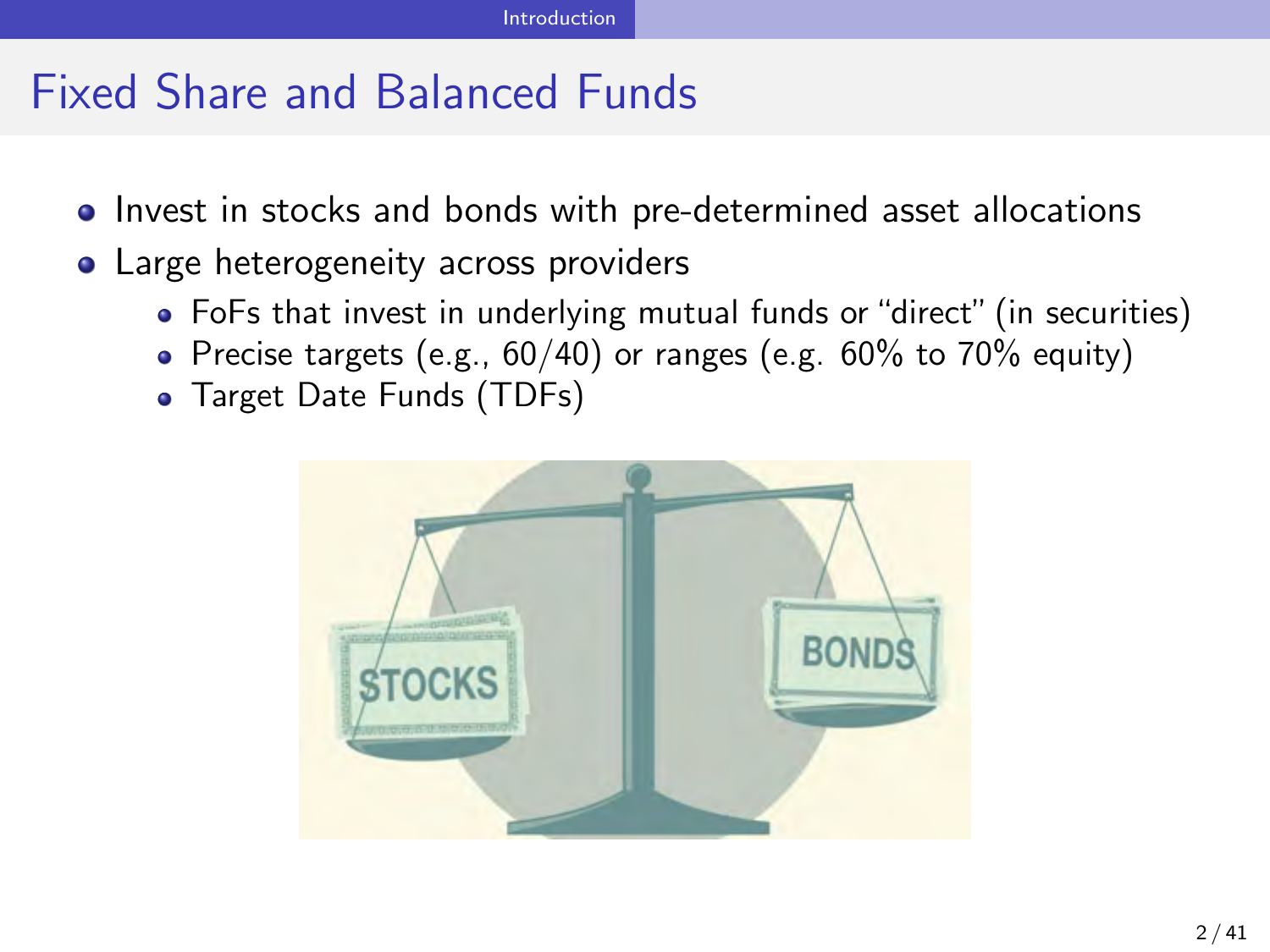# Fixed Share and Balanced Funds

- Invest in stocks and bonds with pre-determined asset allocations
- Large heterogeneity across providers
  - FoFs that invest in underlying mutual funds or "direct" (in securities)
  - Precise targets (e.g., 60/40) or ranges (e.g. 60% to 70% equity)
  - Target Date Funds (TDFs)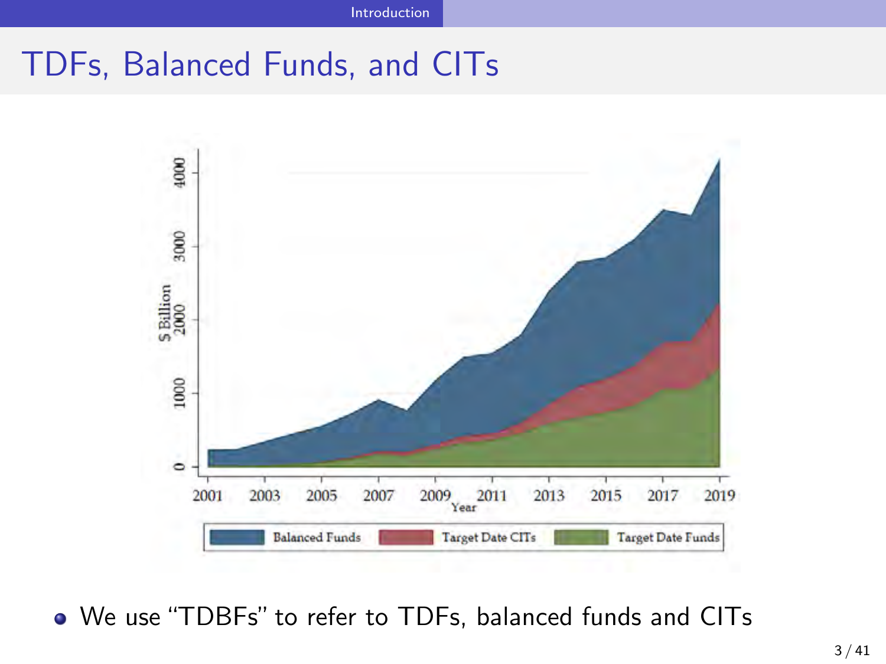## TDFs, Balanced Funds, and CITs

- We use "TDBFs" to refer to TDFs, balanced funds and CITs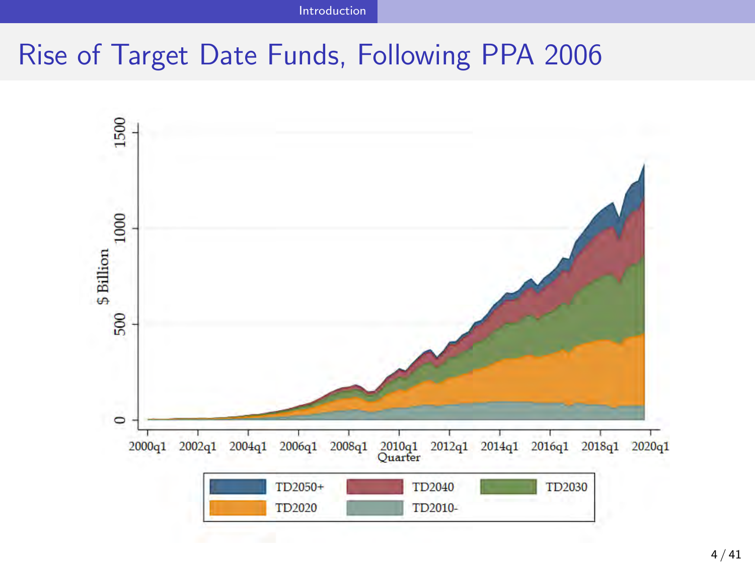# Rise of Target Date Funds, Following PPA 2006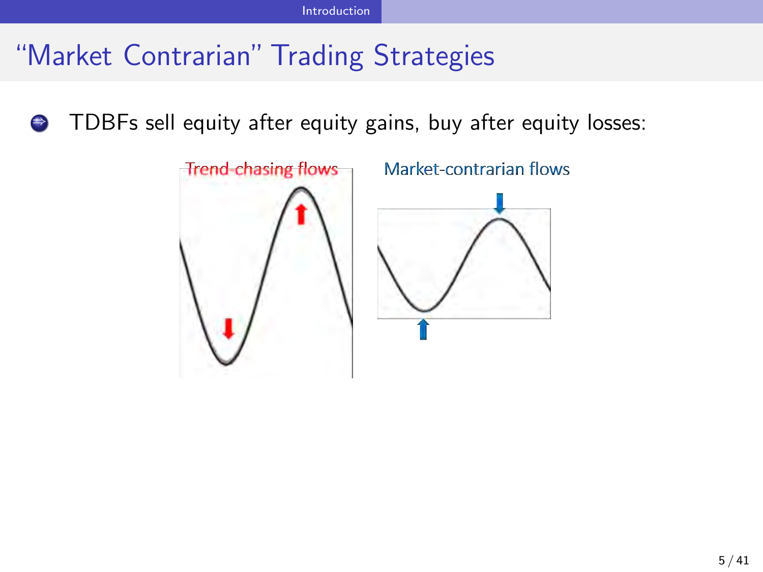# "Market Contrarian" Trading Strategies

- TDBFs sell equity after equity gains, buy after equity losses:

Trend-chasing flows

Market-contrarian flows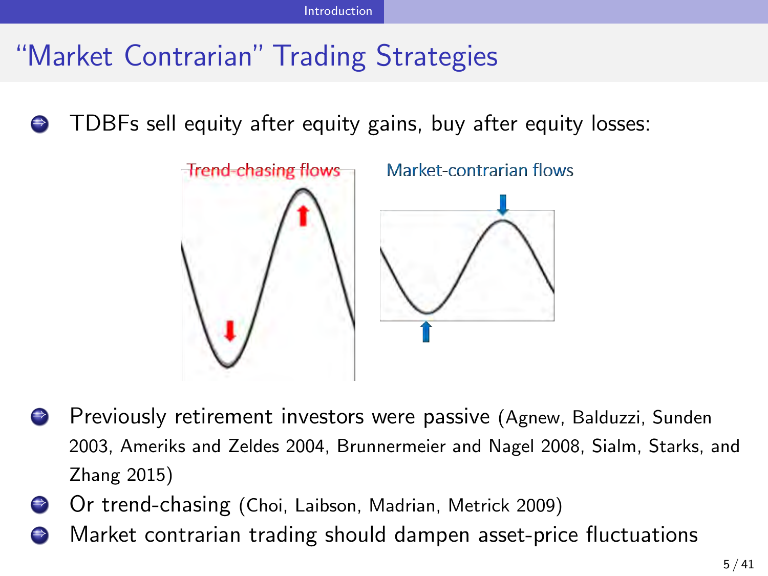# "Market Contrarian" Trading Strategies

- TDBFs sell equity after equity gains, buy after equity losses:

Trend-chasing flows

Market-contrarian flows

- Previously retirement investors were passive (Agnew, Balduzzi, Sunden 2003, Ameriks and Zeldes 2004, Brunnermeier and Nagel 2008, Sialm, Starks, and Zhang 2015)
- Or trend-chasing (Choi, Laibson, Madrian, Metrick 2009)
- Market contrarian trading should dampen asset-price fluctuations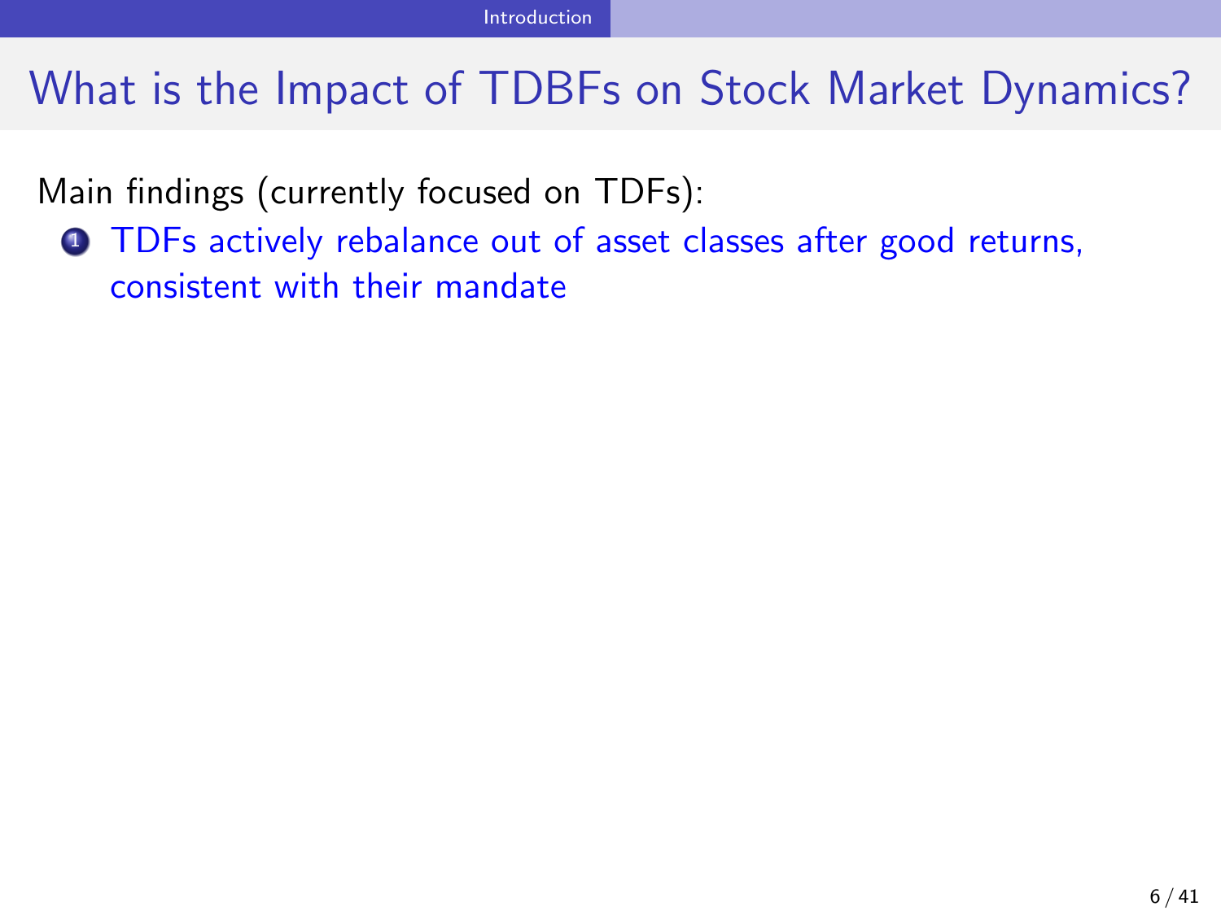# What is the Impact of TDBFs on Stock Market Dynamics?

Main findings (currently focused on TDFs):

1. TDFs actively rebalance out of asset classes after good returns, consistent with their mandate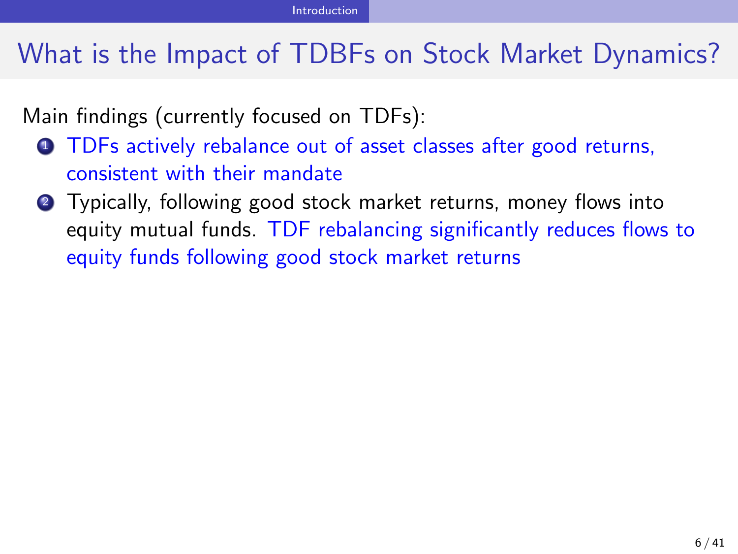# What is the Impact of TDBFs on Stock Market Dynamics?

Main findings (currently focused on TDFs):

1. TDFs actively rebalance out of asset classes after good returns, consistent with their mandate
2. Typically, following good stock market returns, money flows into equity mutual funds. TDF rebalancing significantly reduces flows to equity funds following good stock market returns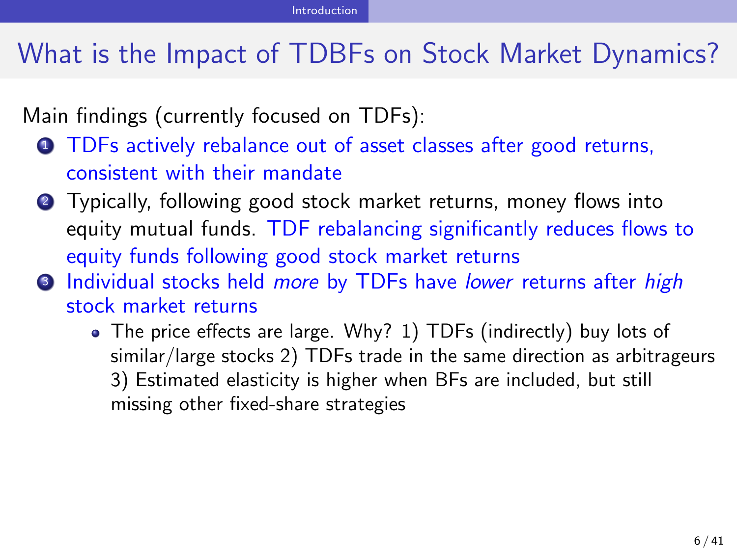# What is the Impact of TDBFs on Stock Market Dynamics?

Main findings (currently focused on TDFs):

1. TDFs actively rebalance out of asset classes after good returns, consistent with their mandate
2. Typically, following good stock market returns, money flows into equity mutual funds. TDF rebalancing significantly reduces flows to equity funds following good stock market returns
3. Individual stocks held *more* by TDFs have *lower* returns after *high* stock market returns
   - The price effects are large. Why? 1) TDFs (indirectly) buy lots of similar/large stocks 2) TDFs trade in the same direction as arbitrageurs 3) Estimated elasticity is higher when BFs are included, but still missing other fixed-share strategies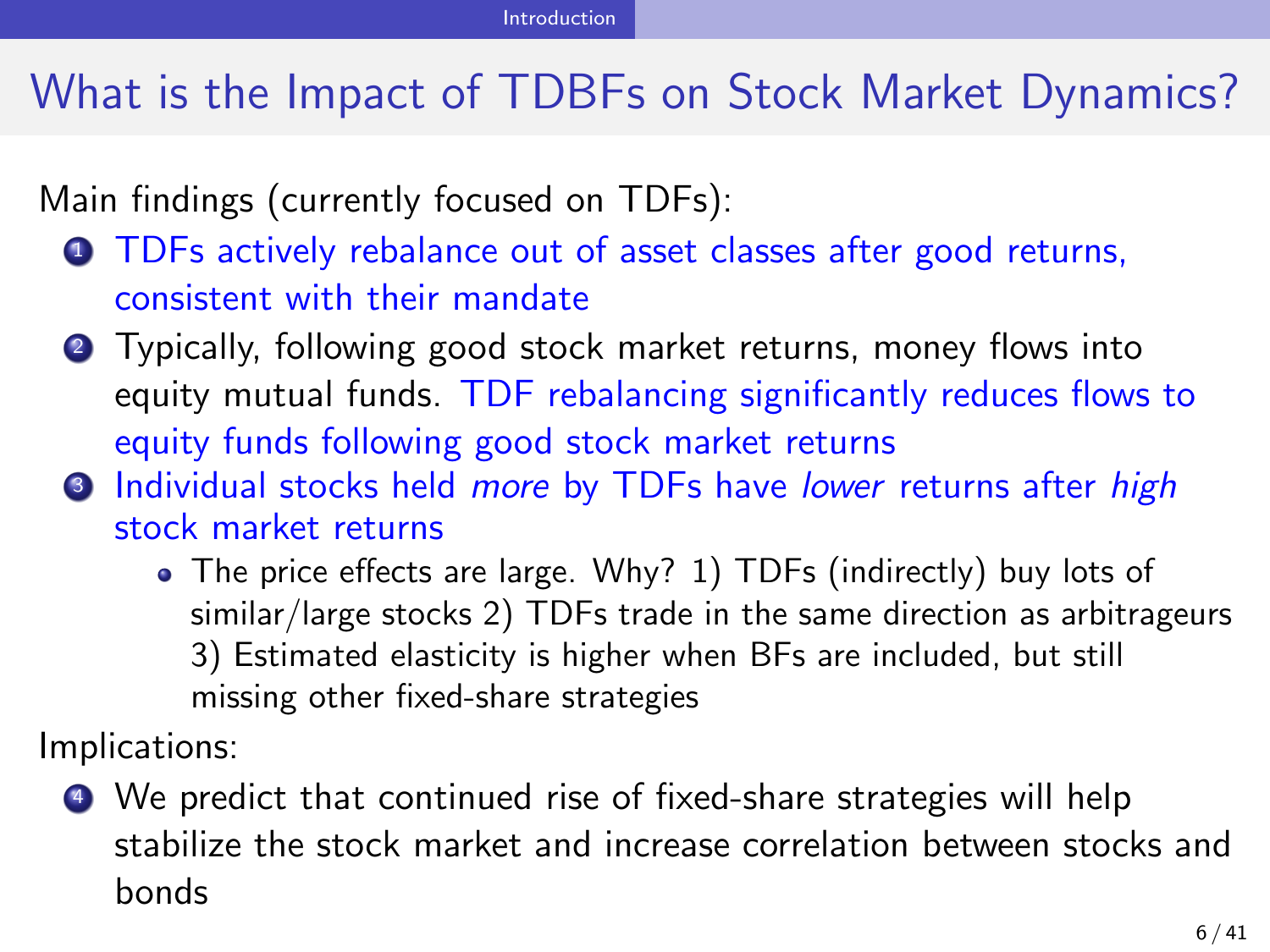# What is the Impact of TDBFs on Stock Market Dynamics?

Main findings (currently focused on TDFs):

1. TDFs actively rebalance out of asset classes after good returns, consistent with their mandate
2. Typically, following good stock market returns, money flows into equity mutual funds. TDF rebalancing significantly reduces flows to equity funds following good stock market returns
3. Individual stocks held *more* by TDFs have *lower* returns after *high* stock market returns
   - The price effects are large. Why? 1) TDFs (indirectly) buy lots of similar/large stocks 2) TDFs trade in the same direction as arbitrageurs 3) Estimated elasticity is higher when BFs are included, but still missing other fixed-share strategies

Implications:

4. We predict that continued rise of fixed-share strategies will help stabilize the stock market and increase correlation between stocks and bonds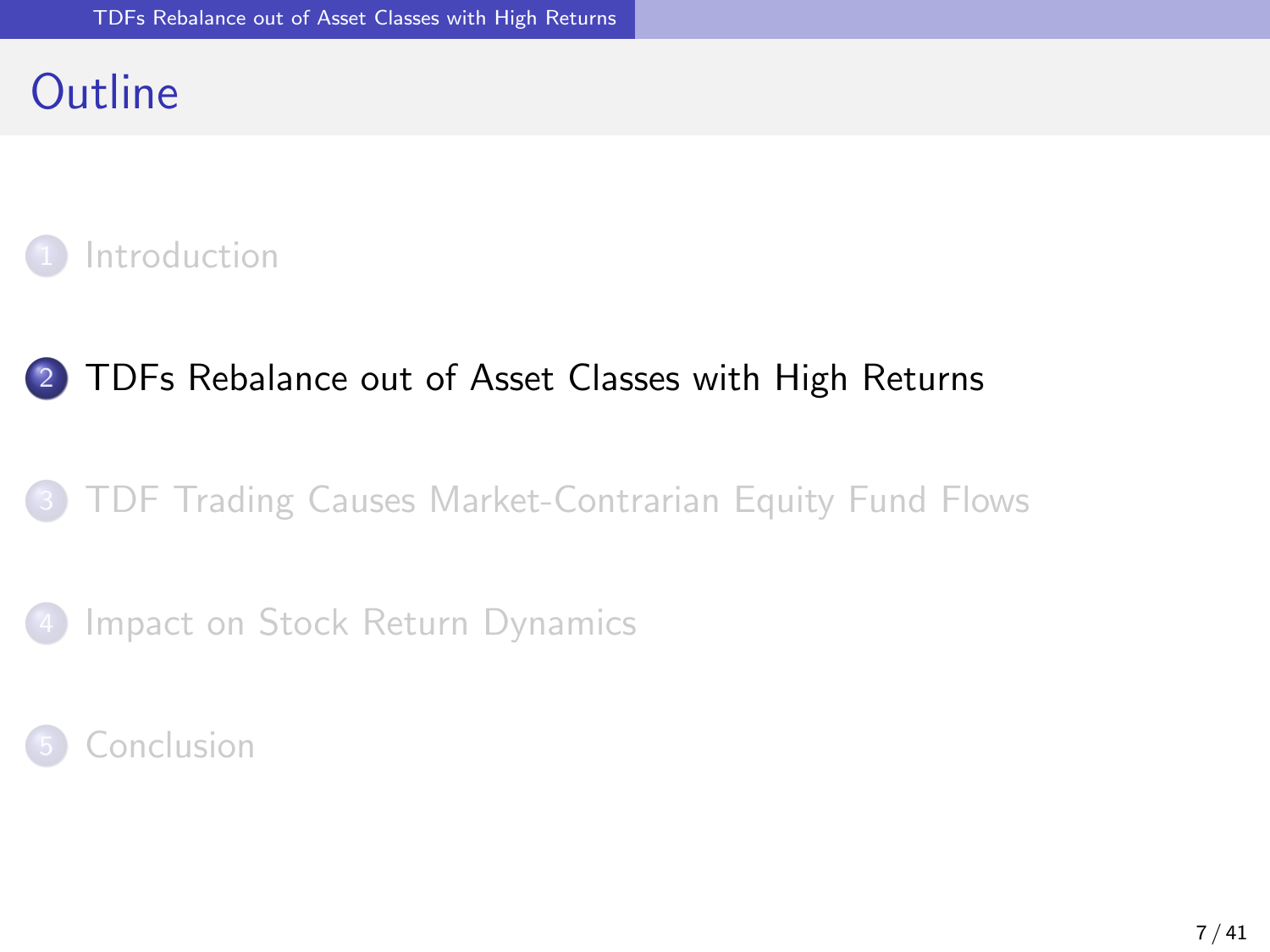# Outline

1. Introduction
2. TDFs Rebalance out of Asset Classes with High Returns
3. TDF Trading Causes Market-Contrarian Equity Fund Flows
4. Impact on Stock Return Dynamics
5. Conclusion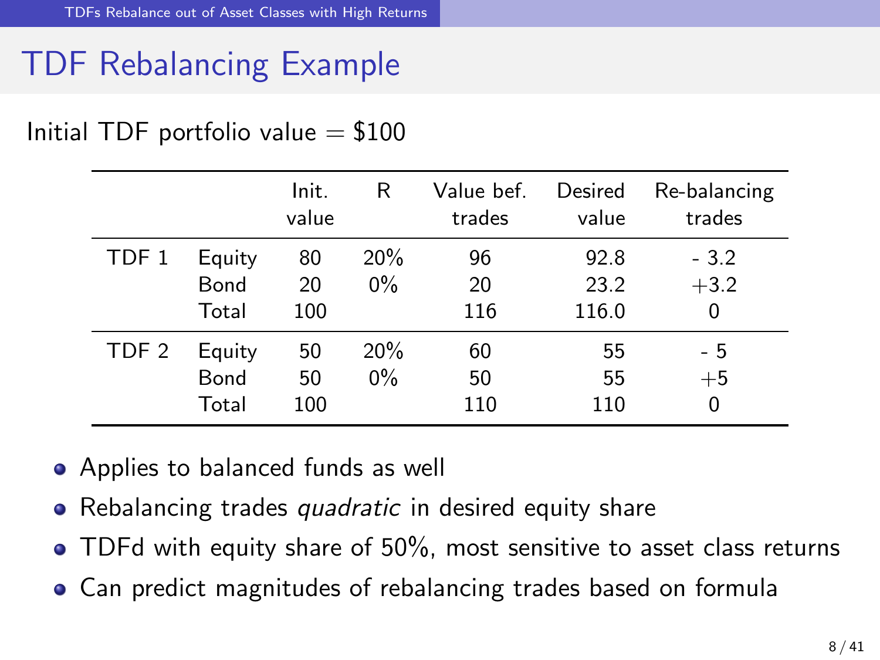# TDF Rebalancing Example

Initial TDF portfolio value = \$100

| | | Init. value | R | Value bef. trades | Desired value | Re-balancing trades |
|---|---|---|---|---|---|---|
| TDF 1 | Equity | 80 | 20% | 96 | 92.8 | - 3.2 |
| | Bond | 20 | 0% | 20 | 23.2 | +3.2 |
| | Total | 100 | | 116 | 116.0 | 0 |
| TDF 2 | Equity | 50 | 20% | 60 | 55 | - 5 |
| | Bond | 50 | 0% | 50 | 55 | +5 |
| | Total | 100 | | 110 | 110 | 0 |

- Applies to balanced funds as well
- Rebalancing trades *quadratic* in desired equity share
- TDFd with equity share of 50%, most sensitive to asset class returns
- Can predict magnitudes of rebalancing trades based on formula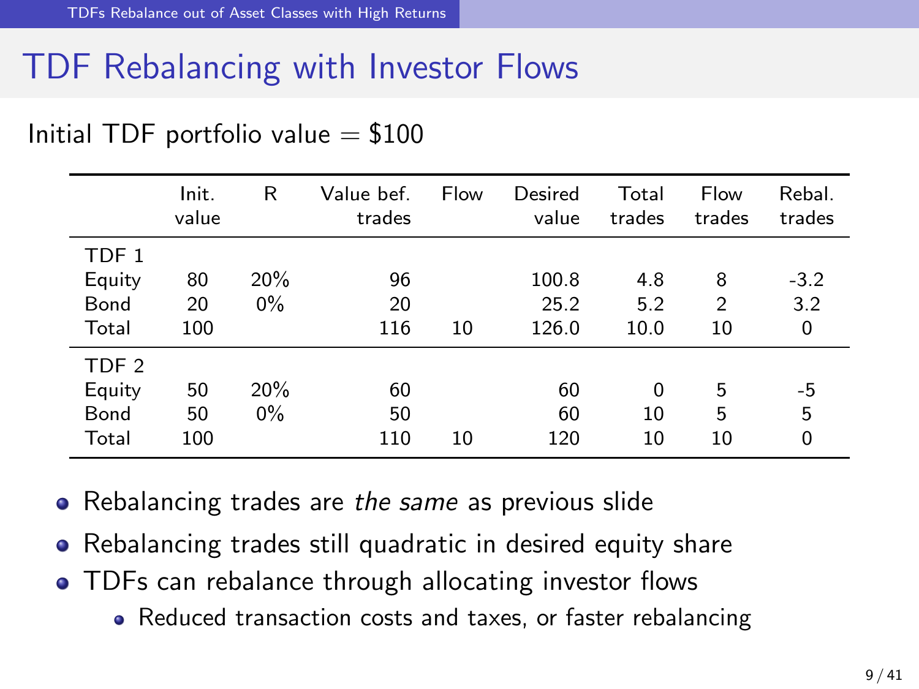# TDF Rebalancing with Investor Flows

Initial TDF portfolio value = \$100

| | Init. value | R | Value bef. trades | Flow | Desired value | Total trades | Flow trades | Rebal. trades |
|---|---|---|---|---|---|---|---|---|
| TDF 1 | | | | | | | | |
| Equity | 80 | 20% | 96 | | 100.8 | 4.8 | 8 | -3.2 |
| Bond | 20 | 0% | 20 | | 25.2 | 5.2 | 2 | 3.2 |
| Total | 100 | | 116 | 10 | 126.0 | 10.0 | 10 | 0 |
| TDF 2 | | | | | | | | |
| Equity | 50 | 20% | 60 | | 60 | 0 | 5 | -5 |
| Bond | 50 | 0% | 50 | | 60 | 10 | 5 | 5 |
| Total | 100 | | 110 | 10 | 120 | 10 | 10 | 0 |

- Rebalancing trades are *the same* as previous slide
- Rebalancing trades still quadratic in desired equity share
- TDFs can rebalance through allocating investor flows
  - Reduced transaction costs and taxes, or faster rebalancing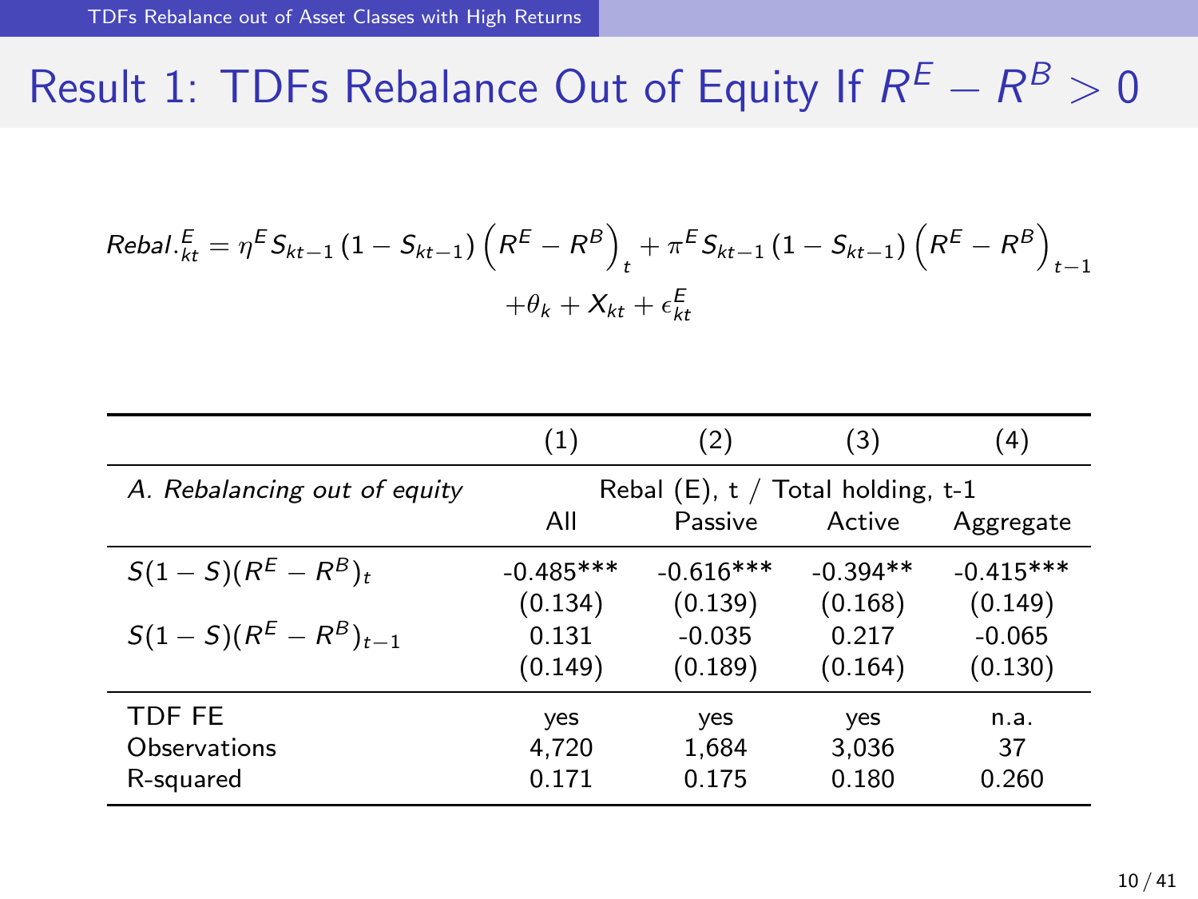# Result 1: TDFs Rebalance Out of Equity If $R^E - R^B > 0$

$$Rebal._{kt}^{E} = \eta^{E} S_{kt-1}\left(1 - S_{kt-1}\right)\left(R^{E} - R^{B}\right)_{t} + \pi^{E} S_{kt-1}\left(1 - S_{kt-1}\right)\left(R^{E} - R^{B}\right)_{t-1}$$
$$+\theta_{k} + X_{kt} + \epsilon_{kt}^{E}$$

| | (1) | (2) | (3) | (4) |
|---|---|---|---|---|
| *A. Rebalancing out of equity* | Rebal (E), t / Total holding, t-1 | | | |
| | All | Passive | Active | Aggregate |
| $S(1-S)(R^E - R^B)_t$ | -0.485*** | -0.616*** | -0.394** | -0.415*** |
| | (0.134) | (0.139) | (0.168) | (0.149) |
| $S(1-S)(R^E - R^B)_{t-1}$ | 0.131 | -0.035 | 0.217 | -0.065 |
| | (0.149) | (0.189) | (0.164) | (0.130) |
| TDF FE | yes | yes | yes | n.a. |
| Observations | 4,720 | 1,684 | 3,036 | 37 |
| R-squared | 0.171 | 0.175 | 0.180 | 0.260 |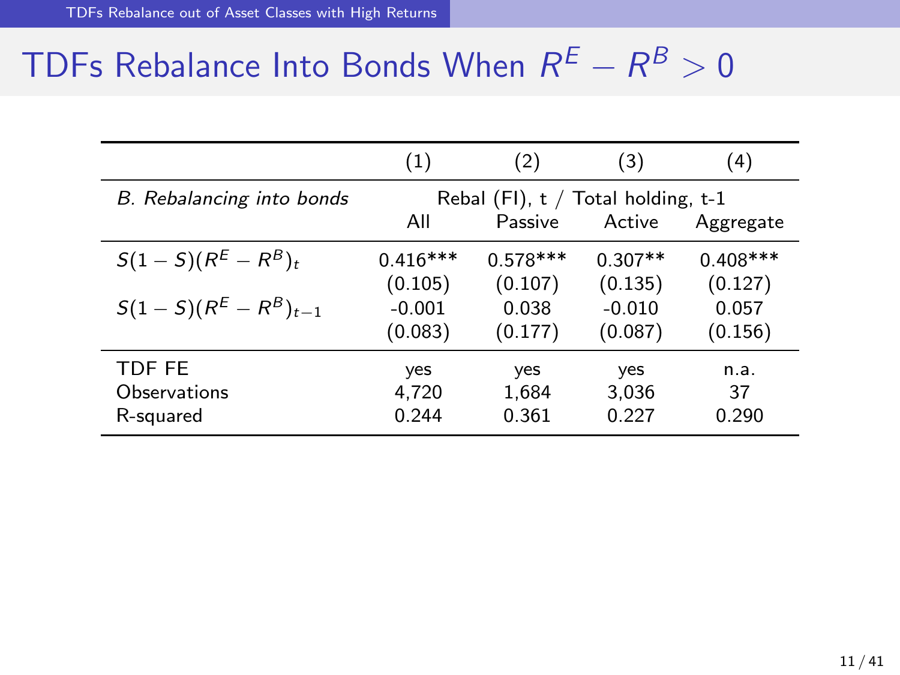# TDFs Rebalance Into Bonds When $R^E - R^B > 0$

| | (1) | (2) | (3) | (4) |
|---|---|---|---|---|
| *B. Rebalancing into bonds* | Rebal (FI), t / Total holding, t-1 | | | |
| | All | Passive | Active | Aggregate |
| $S(1-S)(R^E - R^B)_t$ | 0.416*** | 0.578*** | 0.307** | 0.408*** |
| | (0.105) | (0.107) | (0.135) | (0.127) |
| $S(1-S)(R^E - R^B)_{t-1}$ | -0.001 | 0.038 | -0.010 | 0.057 |
| | (0.083) | (0.177) | (0.087) | (0.156) |
| TDF FE | yes | yes | yes | n.a. |
| Observations | 4,720 | 1,684 | 3,036 | 37 |
| R-squared | 0.244 | 0.361 | 0.227 | 0.290 |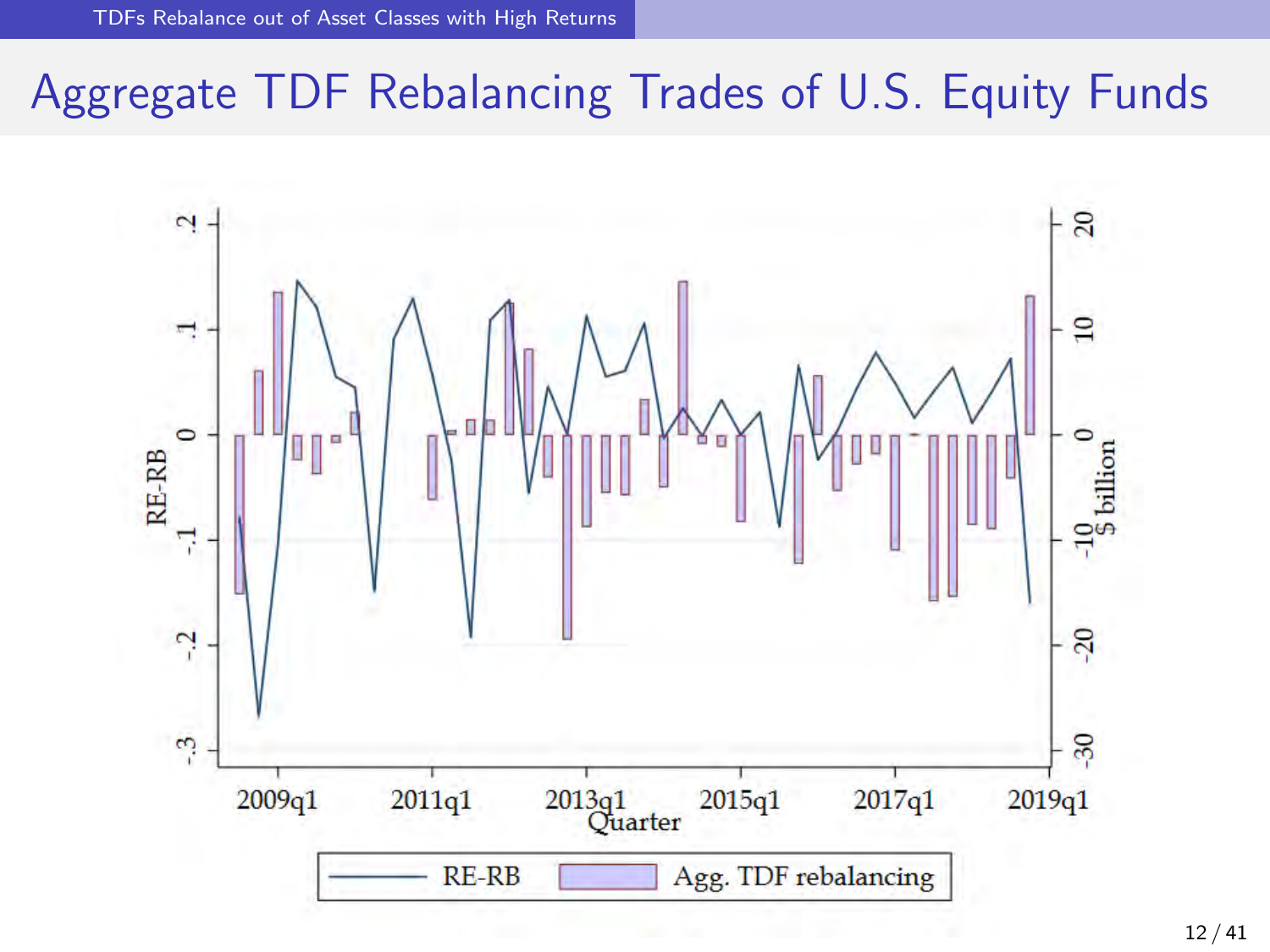# Aggregate TDF Rebalancing Trades of U.S. Equity Funds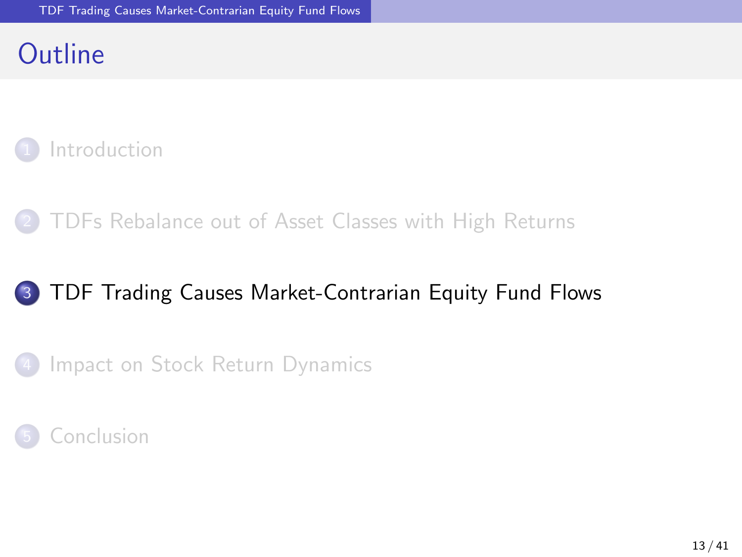# Outline

1. Introduction
2. TDFs Rebalance out of Asset Classes with High Returns
3. **TDF Trading Causes Market-Contrarian Equity Fund Flows**
4. Impact on Stock Return Dynamics
5. Conclusion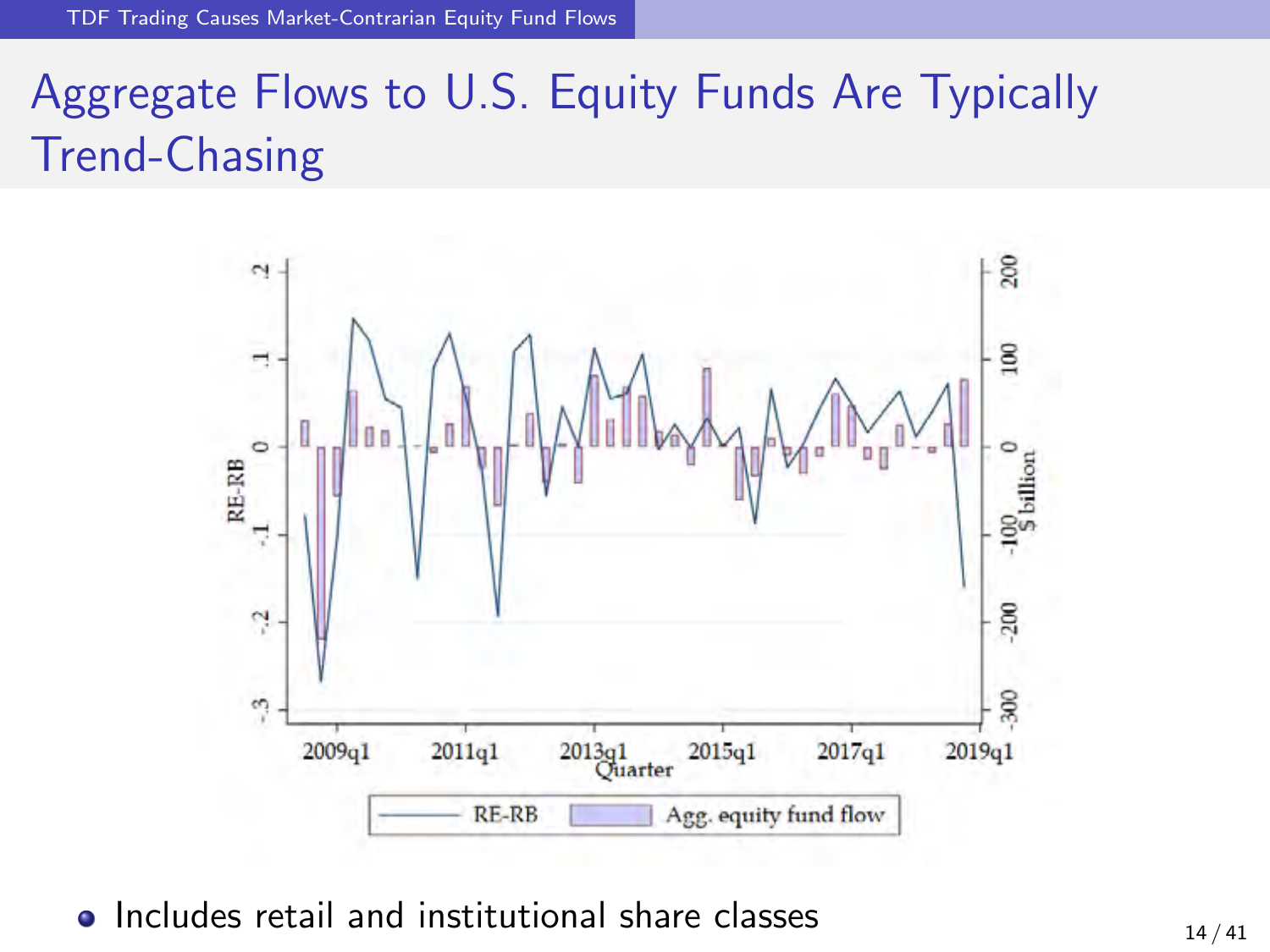# Aggregate Flows to U.S. Equity Funds Are Typically Trend-Chasing

- Includes retail and institutional share classes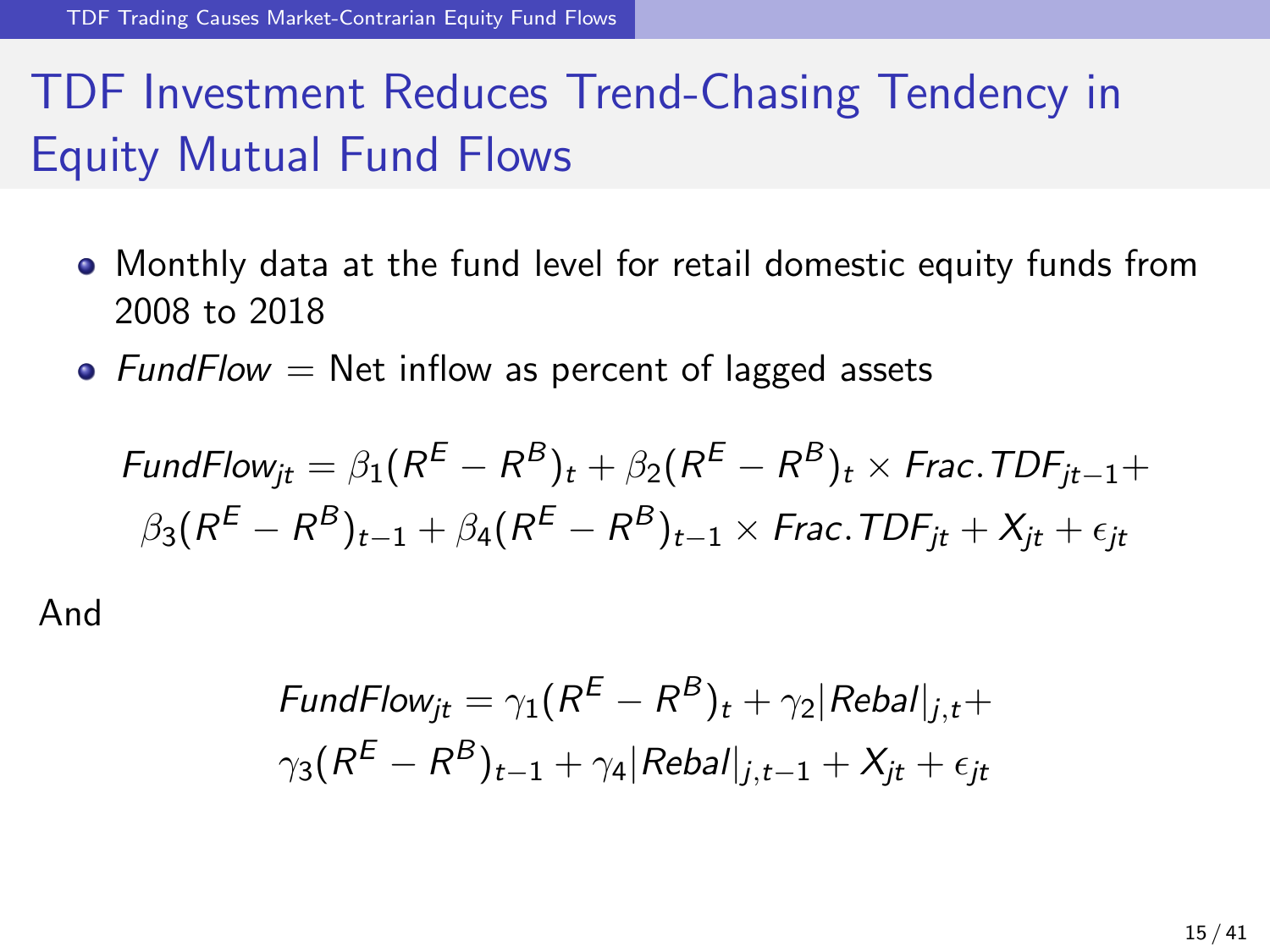# TDF Investment Reduces Trend-Chasing Tendency in Equity Mutual Fund Flows

- Monthly data at the fund level for retail domestic equity funds from 2008 to 2018
- $FundFlow$ = Net inflow as percent of lagged assets

$$
FundFlow_{jt} = \beta_1 (R^E - R^B)_t + \beta_2 (R^E - R^B)_t \times Frac.TDF_{jt-1} + \beta_3 (R^E - R^B)_{t-1} + \beta_4 (R^E - R^B)_{t-1} \times Frac.TDF_{jt} + X_{jt} + \epsilon_{jt}
$$

And

$$
FundFlow_{jt} = \gamma_1 (R^E - R^B)_t + \gamma_2 |Rebal|_{j,t} + \gamma_3 (R^E - R^B)_{t-1} + \gamma_4 |Rebal|_{j,t-1} + X_{jt} + \epsilon_{jt}
$$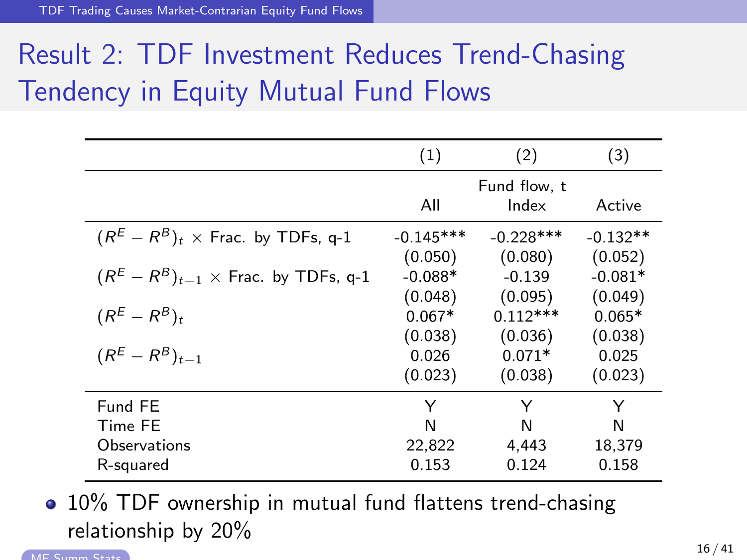# Result 2: TDF Investment Reduces Trend-Chasing Tendency in Equity Mutual Fund Flows

| | (1) | (2) | (3) |
|---|---|---|---|
| | | Fund flow, t | |
| | All | Index | Active |
| $(R^E - R^B)_t$ × Frac. by TDFs, q-1 | -0.145*** | -0.228*** | -0.132** |
| | (0.050) | (0.080) | (0.052) |
| $(R^E - R^B)_{t-1}$ × Frac. by TDFs, q-1 | -0.088* | -0.139 | -0.081* |
| | (0.048) | (0.095) | (0.049) |
| $(R^E - R^B)_t$ | 0.067* | 0.112*** | 0.065* |
| | (0.038) | (0.036) | (0.038) |
| $(R^E - R^B)_{t-1}$ | 0.026 | 0.071* | 0.025 |
| | (0.023) | (0.038) | (0.023) |
| Fund FE | Y | Y | Y |
| Time FE | N | N | N |
| Observations | 22,822 | 4,443 | 18,379 |
| R-squared | 0.153 | 0.124 | 0.158 |

- 10% TDF ownership in mutual fund flattens trend-chasing relationship by 20%

MF Summ Stats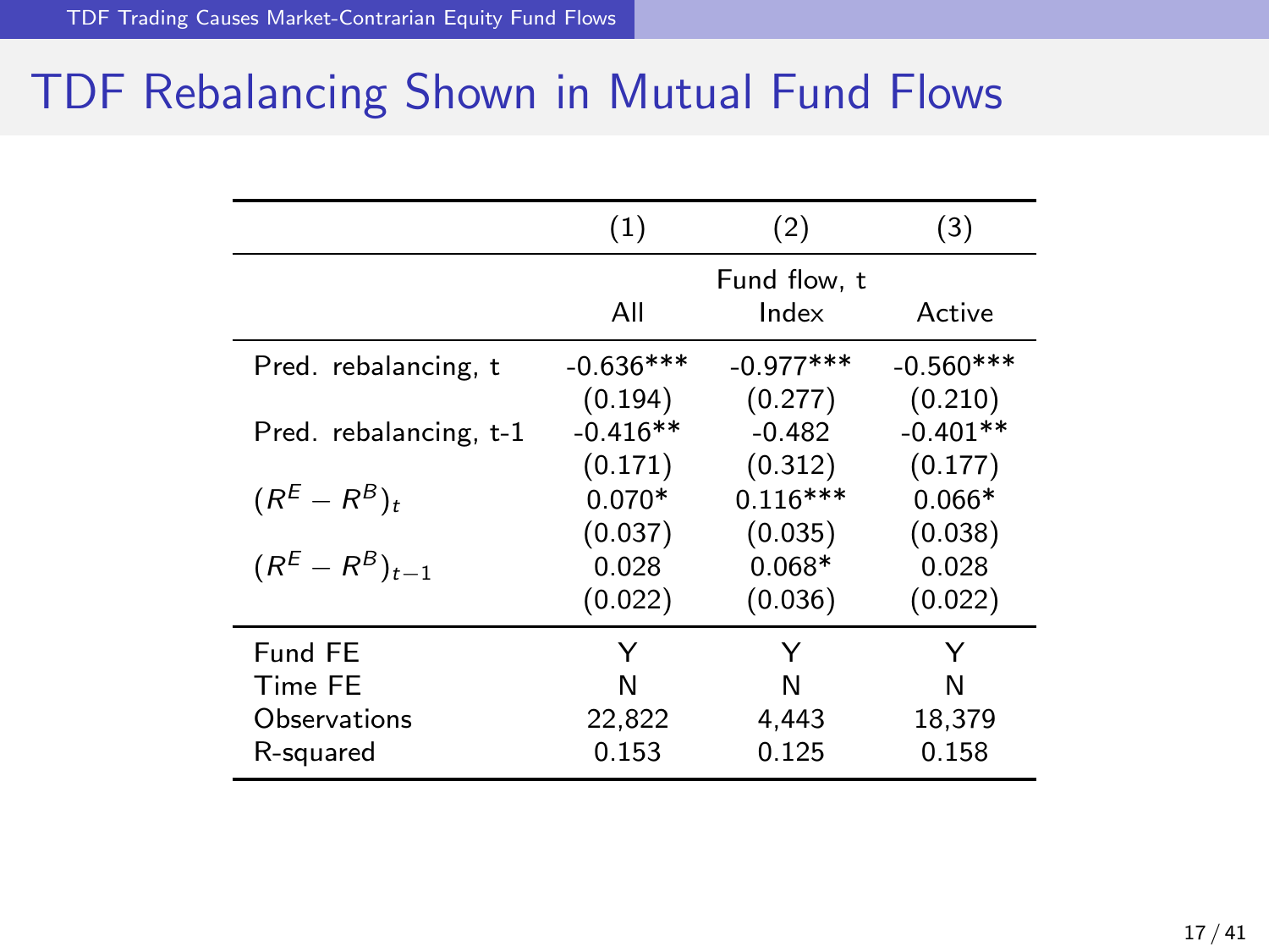# TDF Rebalancing Shown in Mutual Fund Flows

| | (1) | (2) | (3) |
|---|---|---|---|
| | | Fund flow, t | |
| | All | Index | Active |
| Pred. rebalancing, t | -0.636*** | -0.977*** | -0.560*** |
| | (0.194) | (0.277) | (0.210) |
| Pred. rebalancing, t-1 | -0.416** | -0.482 | -0.401** |
| | (0.171) | (0.312) | (0.177) |
| $(R^E - R^B)_t$ | 0.070* | 0.116*** | 0.066* |
| | (0.037) | (0.035) | (0.038) |
| $(R^E - R^B)_{t-1}$ | 0.028 | 0.068* | 0.028 |
| | (0.022) | (0.036) | (0.022) |
| Fund FE | Y | Y | Y |
| Time FE | N | N | N |
| Observations | 22,822 | 4,443 | 18,379 |
| R-squared | 0.153 | 0.125 | 0.158 |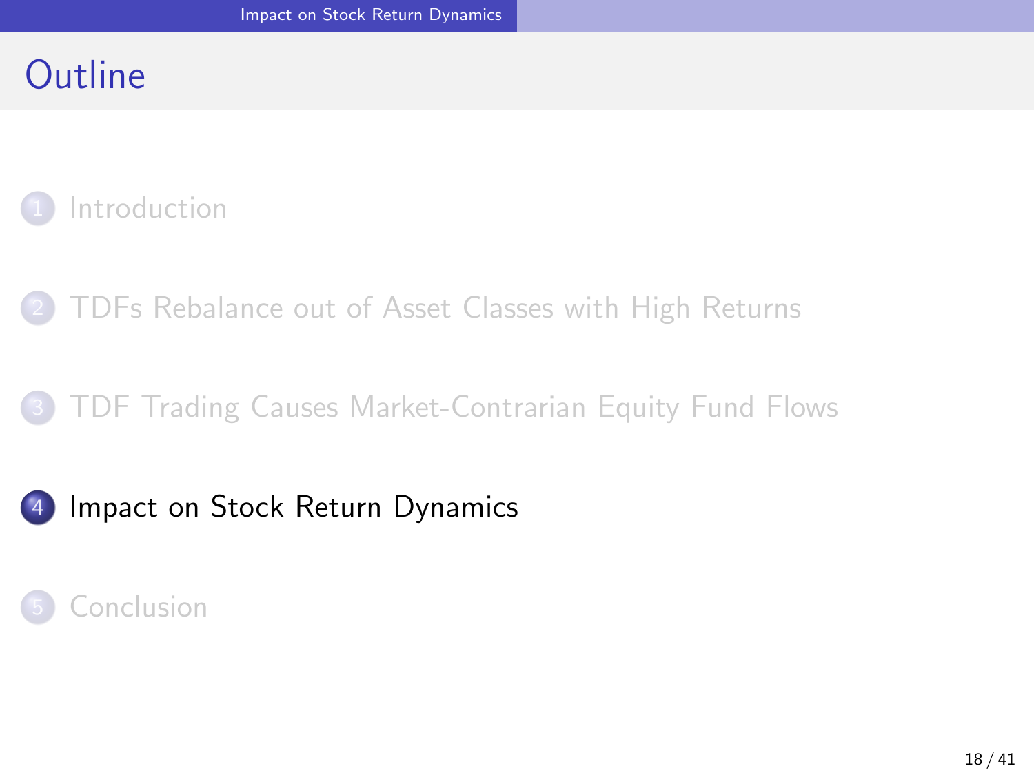# Outline

1. Introduction
2. TDFs Rebalance out of Asset Classes with High Returns
3. TDF Trading Causes Market-Contrarian Equity Fund Flows
4. Impact on Stock Return Dynamics
5. Conclusion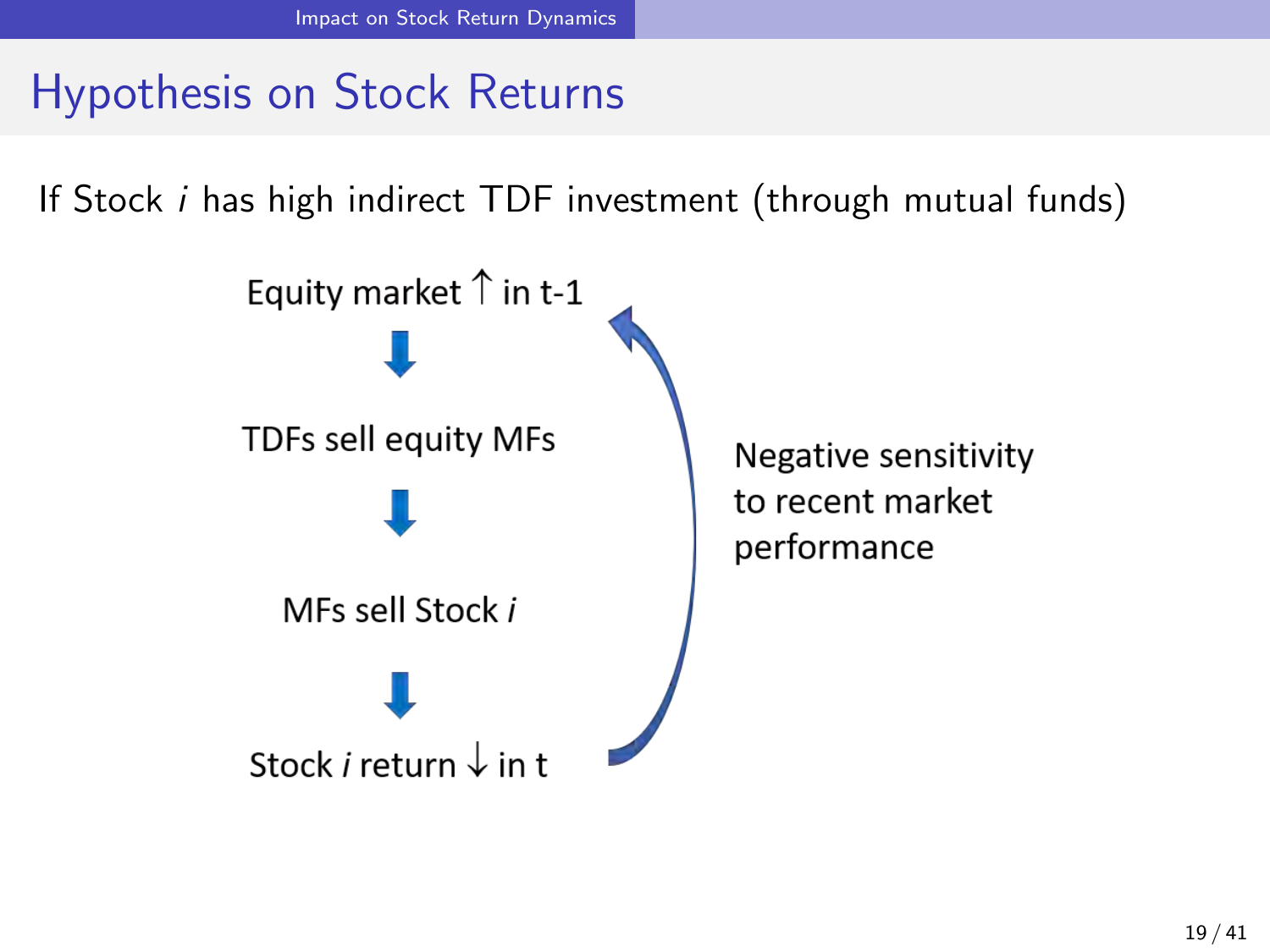# Hypothesis on Stock Returns

If Stock $i$ has high indirect TDF investment (through mutual funds)

Equity market ↑ in t-1

↓

TDFs sell equity MFs

↓

MFs sell Stock $i$

↓

Stock $i$ return ↓ in t

Negative sensitivity to recent market performance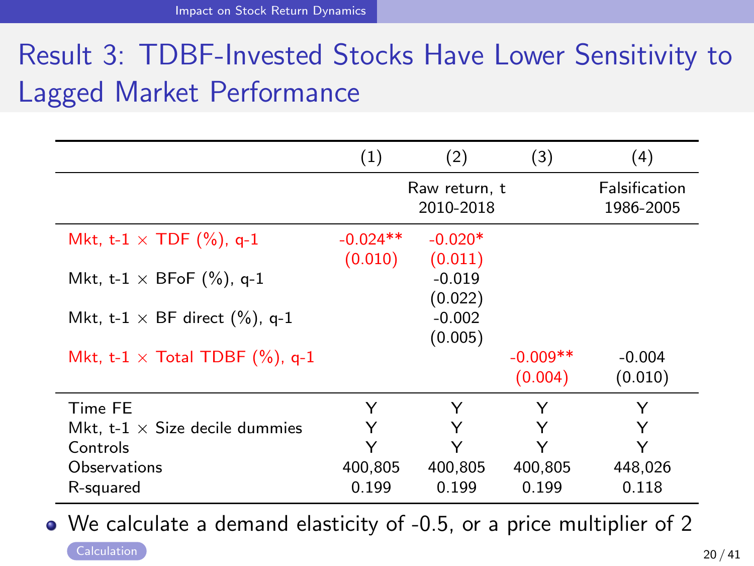# Result 3: TDBF-Invested Stocks Have Lower Sensitivity to Lagged Market Performance

| | (1) | (2) | (3) | (4) |
|---|---|---|---|---|
| | Raw return, t 2010-2018 | | | Falsification 1986-2005 |
| Mkt, t-1 × TDF (%), q-1 | -0.024** | -0.020* | | |
| | (0.010) | (0.011) | | |
| Mkt, t-1 × BFoF (%), q-1 | | -0.019 | | |
| | | (0.022) | | |
| Mkt, t-1 × BF direct (%), q-1 | | -0.002 | | |
| | | (0.005) | | |
| Mkt, t-1 × Total TDBF (%), q-1 | | | -0.009** | -0.004 |
| | | | (0.004) | (0.010) |
| Time FE | Y | Y | Y | Y |
| Mkt, t-1 × Size decile dummies | Y | Y | Y | Y |
| Controls | Y | Y | Y | Y |
| Observations | 400,805 | 400,805 | 400,805 | 448,026 |
| R-squared | 0.199 | 0.199 | 0.199 | 0.118 |

- We calculate a demand elasticity of -0.5, or a price multiplier of 2

Calculation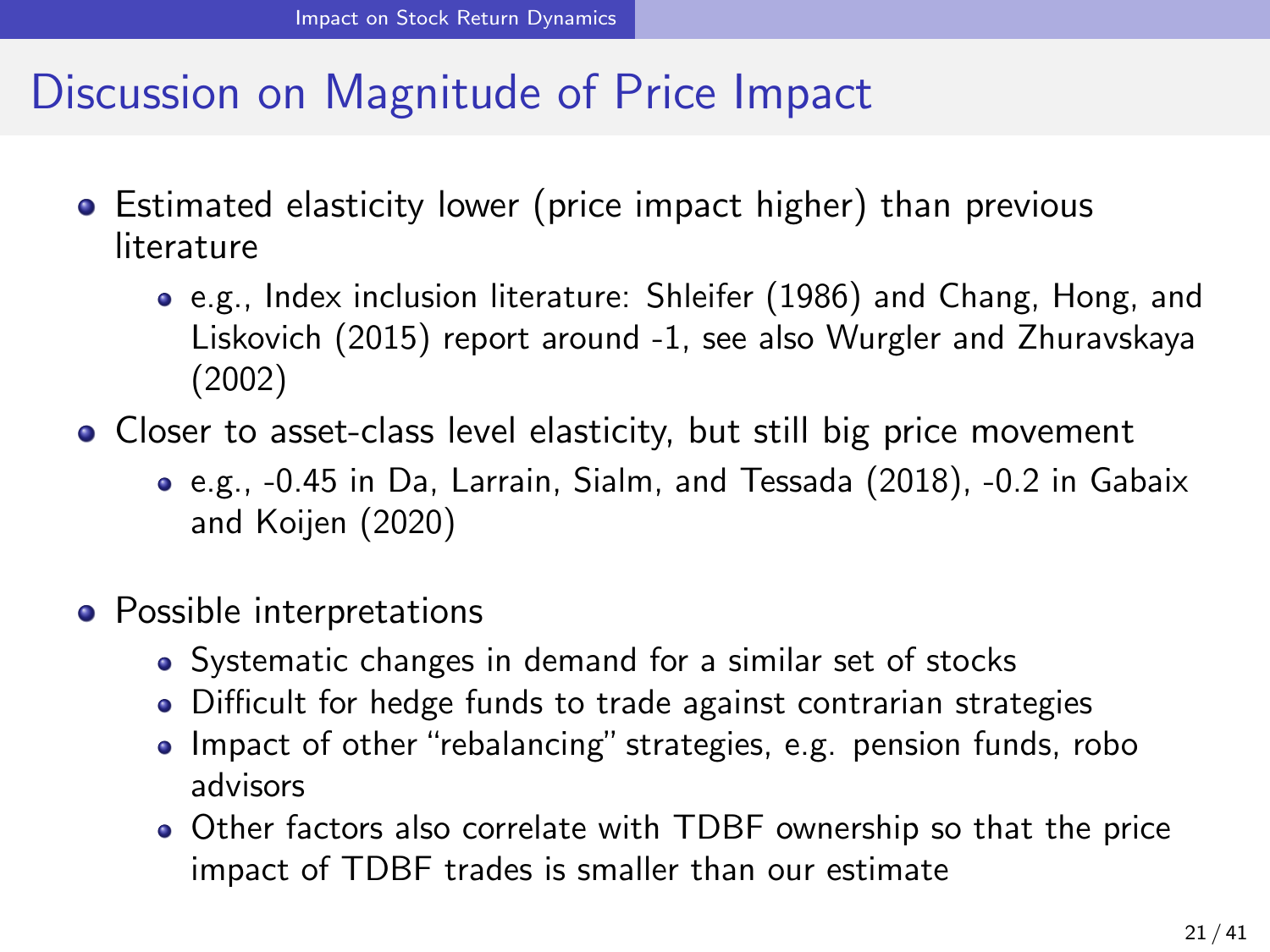# Discussion on Magnitude of Price Impact

- Estimated elasticity lower (price impact higher) than previous literature
  - e.g., Index inclusion literature: Shleifer (1986) and Chang, Hong, and Liskovich (2015) report around -1, see also Wurgler and Zhuravskaya (2002)
- Closer to asset-class level elasticity, but still big price movement
  - e.g., -0.45 in Da, Larrain, Sialm, and Tessada (2018), -0.2 in Gabaix and Koijen (2020)
- Possible interpretations
  - Systematic changes in demand for a similar set of stocks
  - Difficult for hedge funds to trade against contrarian strategies
  - Impact of other "rebalancing" strategies, e.g. pension funds, robo advisors
  - Other factors also correlate with TDBF ownership so that the price impact of TDBF trades is smaller than our estimate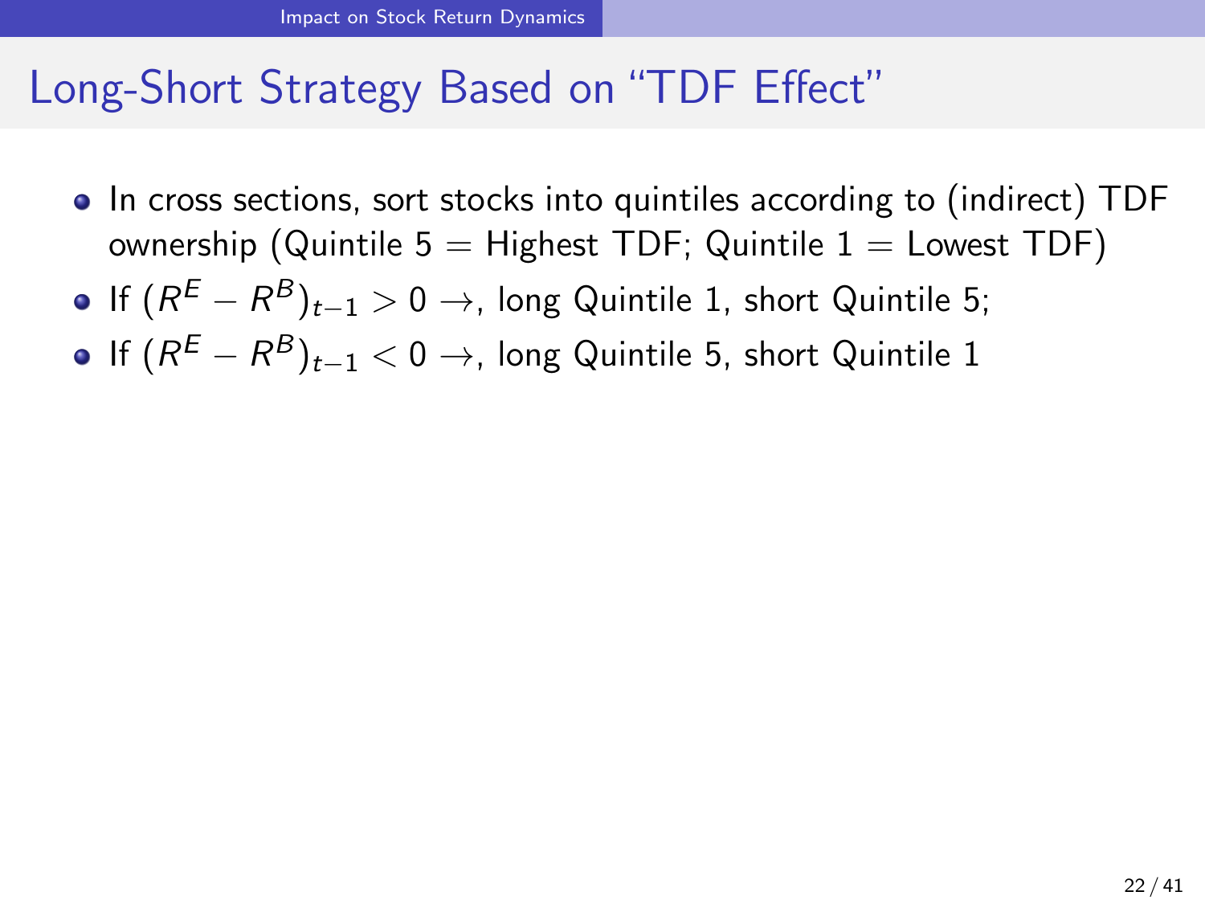# Long-Short Strategy Based on "TDF Effect"

- In cross sections, sort stocks into quintiles according to (indirect) TDF ownership (Quintile 5 = Highest TDF; Quintile 1 = Lowest TDF)
- If $(R^E - R^B)_{t-1} > 0 \rightarrow$, long Quintile 1, short Quintile 5;
- If $(R^E - R^B)_{t-1} < 0 \rightarrow$, long Quintile 5, short Quintile 1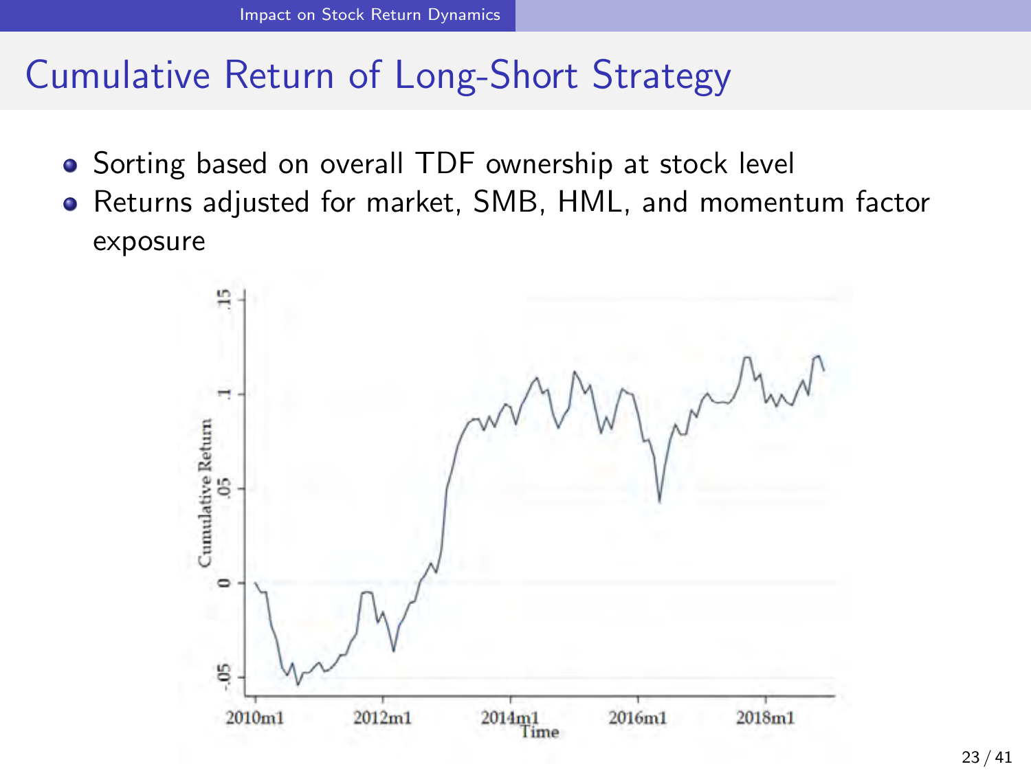# Cumulative Return of Long-Short Strategy

- Sorting based on overall TDF ownership at stock level
- Returns adjusted for market, SMB, HML, and momentum factor exposure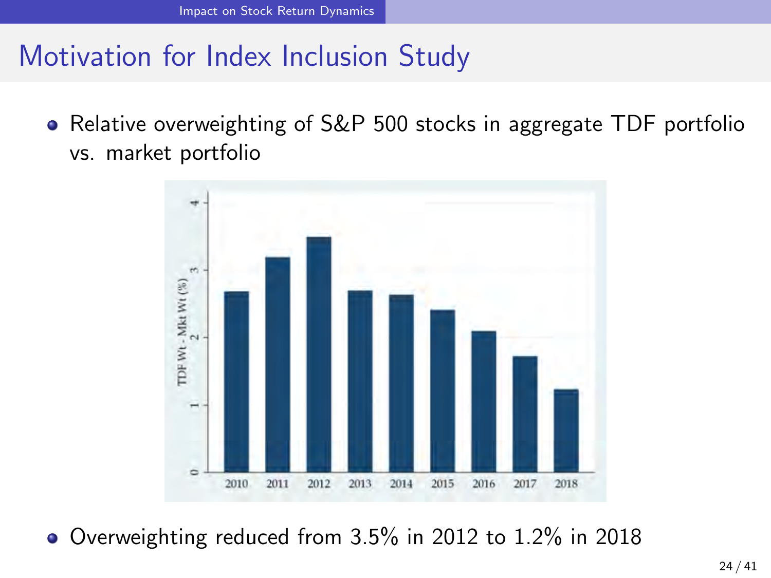# Motivation for Index Inclusion Study

- Relative overweighting of S&P 500 stocks in aggregate TDF portfolio vs. market portfolio

- Overweighting reduced from 3.5% in 2012 to 1.2% in 2018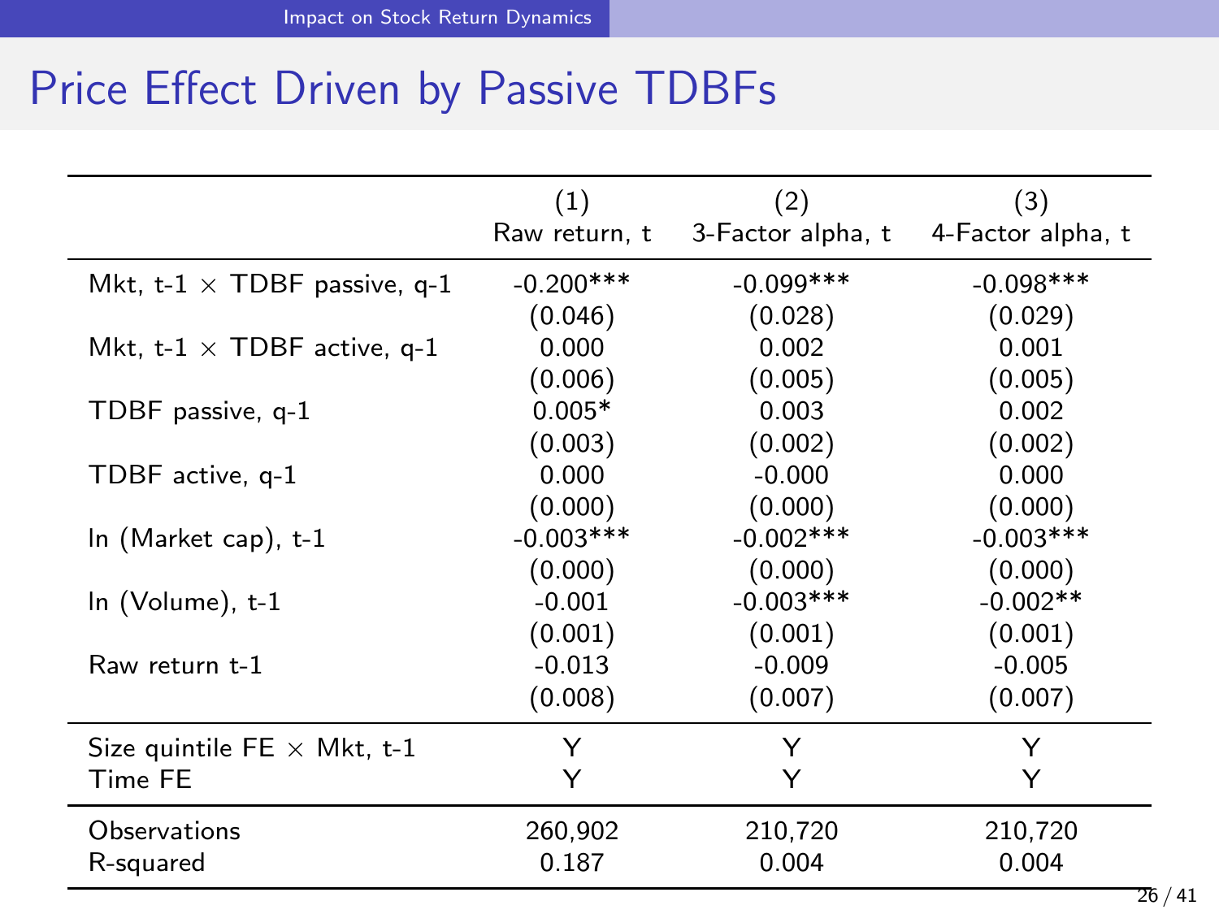## Price Effect Driven by Passive TDBFs

| | (1) Raw return, t | (2) 3-Factor alpha, t | (3) 4-Factor alpha, t |
|---|---|---|---|
| Mkt, t-1 × TDBF passive, q-1 | -0.200*** | -0.099*** | -0.098*** |
| | (0.046) | (0.028) | (0.029) |
| Mkt, t-1 × TDBF active, q-1 | 0.000 | 0.002 | 0.001 |
| | (0.006) | (0.005) | (0.005) |
| TDBF passive, q-1 | 0.005* | 0.003 | 0.002 |
| | (0.003) | (0.002) | (0.002) |
| TDBF active, q-1 | 0.000 | -0.000 | 0.000 |
| | (0.000) | (0.000) | (0.000) |
| ln (Market cap), t-1 | -0.003*** | -0.002*** | -0.003*** |
| | (0.000) | (0.000) | (0.000) |
| ln (Volume), t-1 | -0.001 | -0.003*** | -0.002** |
| | (0.001) | (0.001) | (0.001) |
| Raw return t-1 | -0.013 | -0.009 | -0.005 |
| | (0.008) | (0.007) | (0.007) |
| Size quintile FE × Mkt, t-1 | Y | Y | Y |
| Time FE | Y | Y | Y |
| Observations | 260,902 | 210,720 | 210,720 |
| R-squared | 0.187 | 0.004 | 0.004 |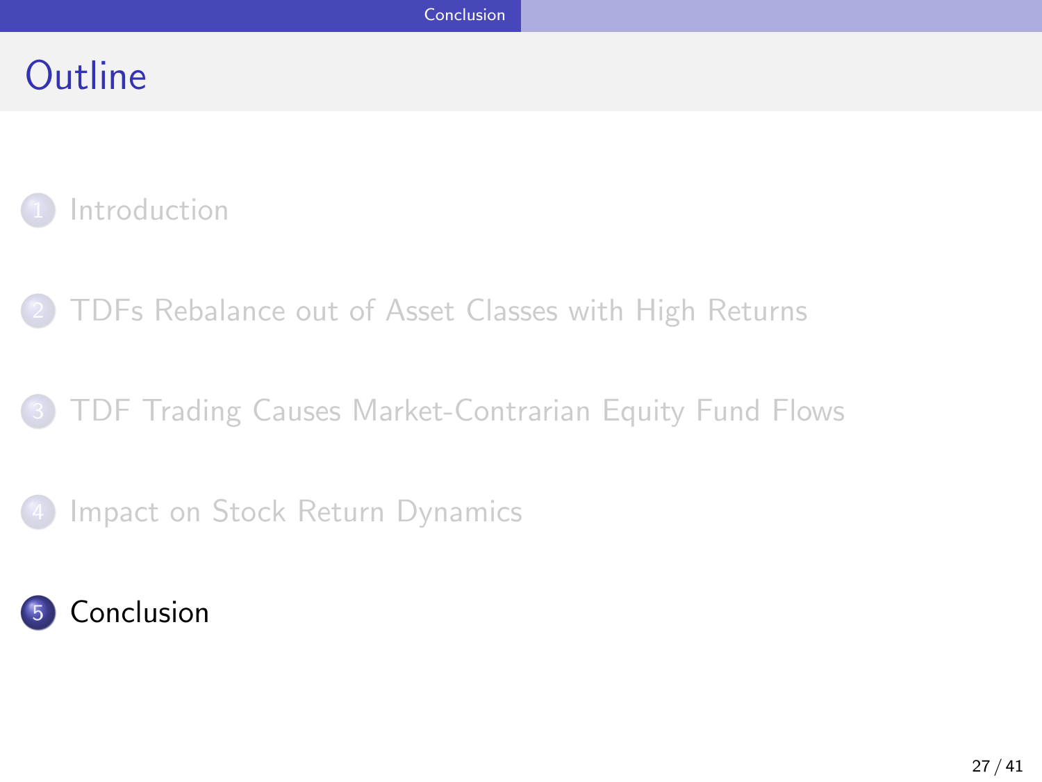# Outline

1. Introduction
2. TDFs Rebalance out of Asset Classes with High Returns
3. TDF Trading Causes Market-Contrarian Equity Fund Flows
4. Impact on Stock Return Dynamics
5. Conclusion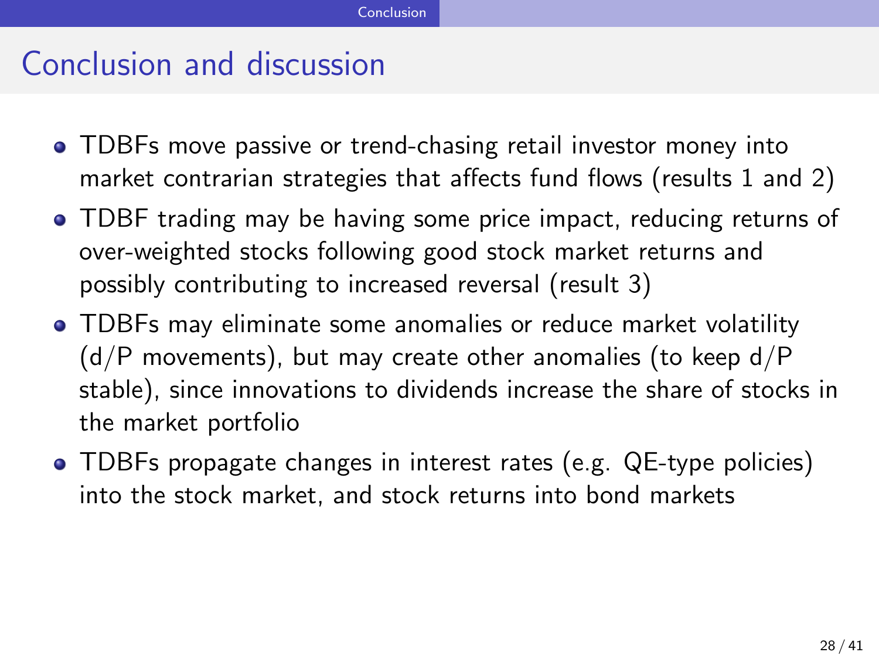## Conclusion and discussion

- TDBFs move passive or trend-chasing retail investor money into market contrarian strategies that affects fund flows (results 1 and 2)
- TDBF trading may be having some price impact, reducing returns of over-weighted stocks following good stock market returns and possibly contributing to increased reversal (result 3)
- TDBFs may eliminate some anomalies or reduce market volatility (d/P movements), but may create other anomalies (to keep d/P stable), since innovations to dividends increase the share of stocks in the market portfolio
- TDBFs propagate changes in interest rates (e.g. QE-type policies) into the stock market, and stock returns into bond markets